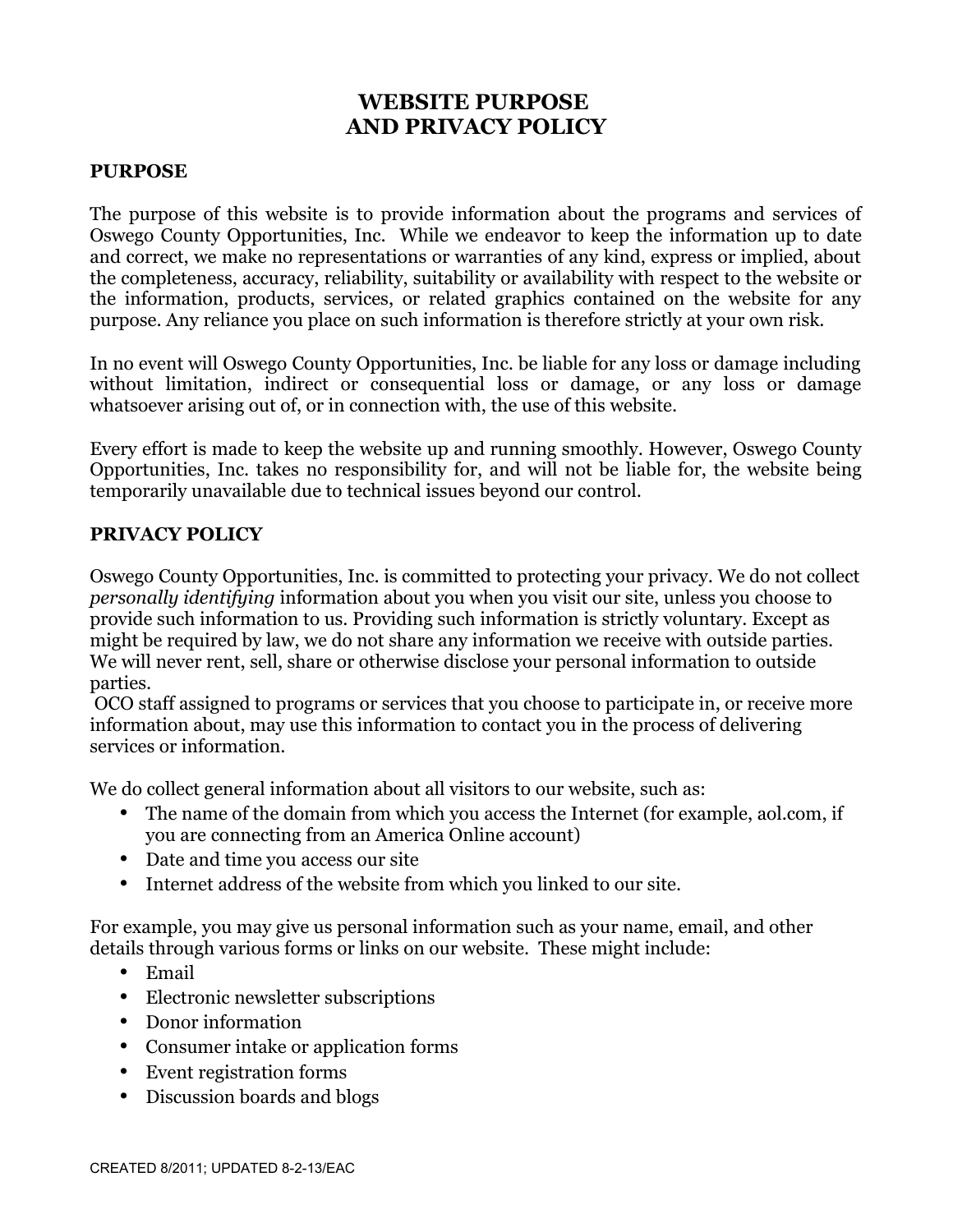# WEBSITE PURPOSE AND PRIVACY POLICY

## PURPOSE

The purpose of this website is to provide information about the programs and services of Oswego County Opportunities, Inc. While we endeavor to keep the information up to date and correct, we make no representations or warranties of any kind, express or implied, about the completeness, accuracy, reliability, suitability or availability with respect to the website or the information, products, services, or related graphics contained on the website for any purpose. Any reliance you place on such information is therefore strictly at your own risk.

In no event will Oswego County Opportunities, Inc. be liable for any loss or damage including without limitation, indirect or consequential loss or damage, or any loss or damage whatsoever arising out of, or in connection with, the use of this website.

Every effort is made to keep the website up and running smoothly. However, Oswego County Opportunities, Inc. takes no responsibility for, and will not be liable for, the website being temporarily unavailable due to technical issues beyond our control.

## PRIVACY POLICY

Oswego County Opportunities, Inc. is committed to protecting your privacy. We do not collect *personally identifying* information about you when you visit our site, unless you choose to provide such information to us. Providing such information is strictly voluntary. Except as might be required by law, we do not share any information we receive with outside parties. We will never rent, sell, share or otherwise disclose your personal information to outside parties.

OCO staff assigned to programs or services that you choose to participate in, or receive more information about, may use this information to contact you in the process of delivering services or information.

We do collect general information about all visitors to our website, such as:

- The name of the domain from which you access the Internet (for example, aol.com, if you are connecting from an America Online account)
- Date and time you access our site
- Internet address of the website from which you linked to our site.

For example, you may give us personal information such as your name, email, and other details through various forms or links on our website. These might include:

- Email
- Electronic newsletter subscriptions
- Donor information
- Consumer intake or application forms
- Event registration forms
- Discussion boards and blogs

CREATED 8/2011; UPDATED 8-2-13/EAC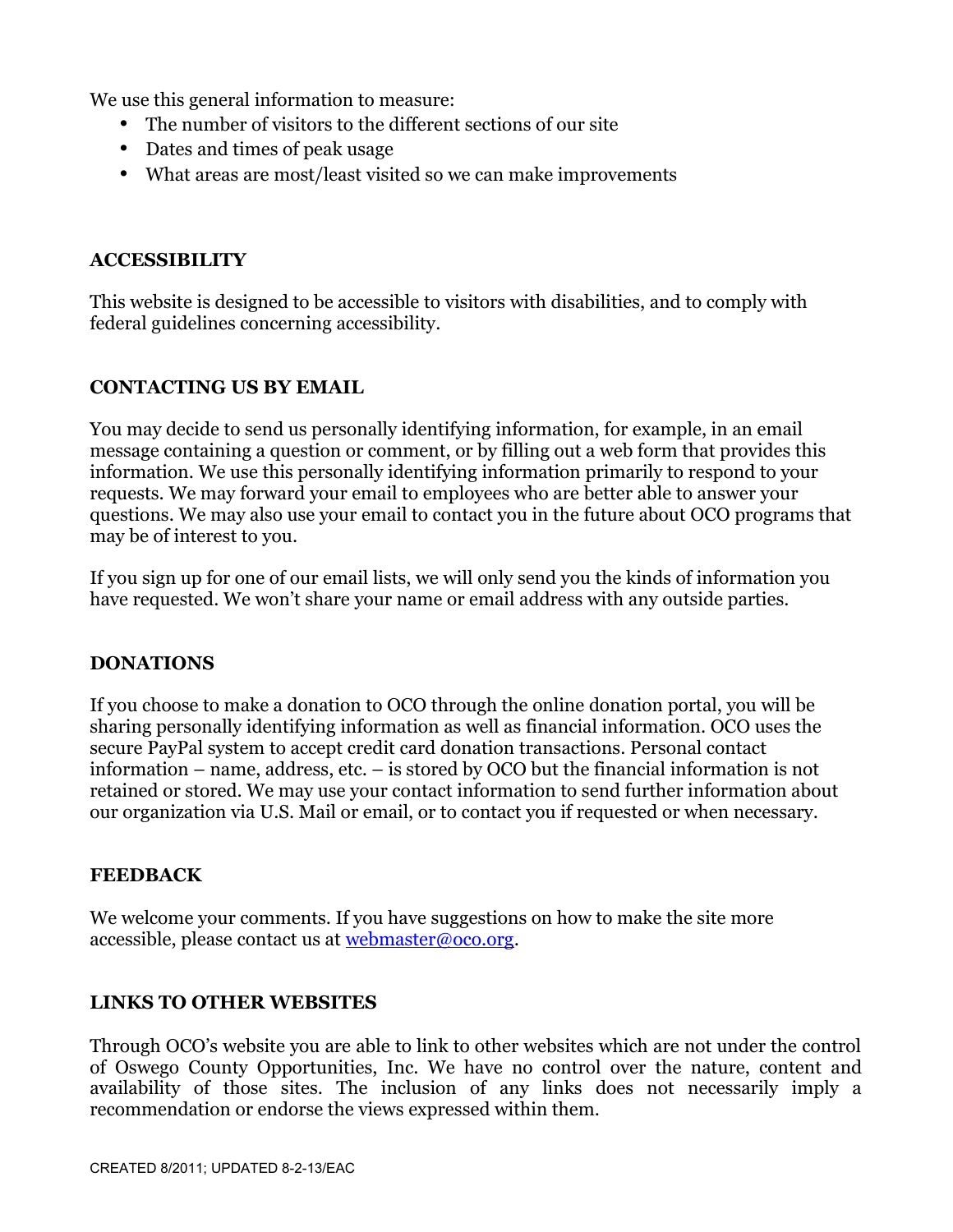We use this general information to measure:

- The number of visitors to the different sections of our site
- Dates and times of peak usage
- What areas are most/least visited so we can make improvements

## ACCESSIBILITY

This website is designed to be accessible to visitors with disabilities, and to comply with federal guidelines concerning accessibility.

## CONTACTING US BY EMAIL

You may decide to send us personally identifying information, for example, in an email message containing a question or comment, or by filling out a web form that provides this information. We use this personally identifying information primarily to respond to your requests. We may forward your email to employees who are better able to answer your questions. We may also use your email to contact you in the future about OCO programs that may be of interest to you.

If you sign up for one of our email lists, we will only send you the kinds of information you have requested. We won't share your name or email address with any outside parties.

## DONATIONS

If you choose to make a donation to OCO through the online donation portal, you will be sharing personally identifying information as well as financial information. OCO uses the secure PayPal system to accept credit card donation transactions. Personal contact information – name, address, etc. – is stored by OCO but the financial information is not retained or stored. We may use your contact information to send further information about our organization via U.S. Mail or email, or to contact you if requested or when necessary.

## FEEDBACK

We welcome your comments. If you have suggestions on how to make the site more accessible, please contact us at webmaster@oco.org.

## LINKS TO OTHER WEBSITES

Through OCO's website you are able to link to other websites which are not under the control of Oswego County Opportunities, Inc. We have no control over the nature, content and availability of those sites. The inclusion of any links does not necessarily imply a recommendation or endorse the views expressed within them.

CREATED 8/2011; UPDATED 8-2-13/EAC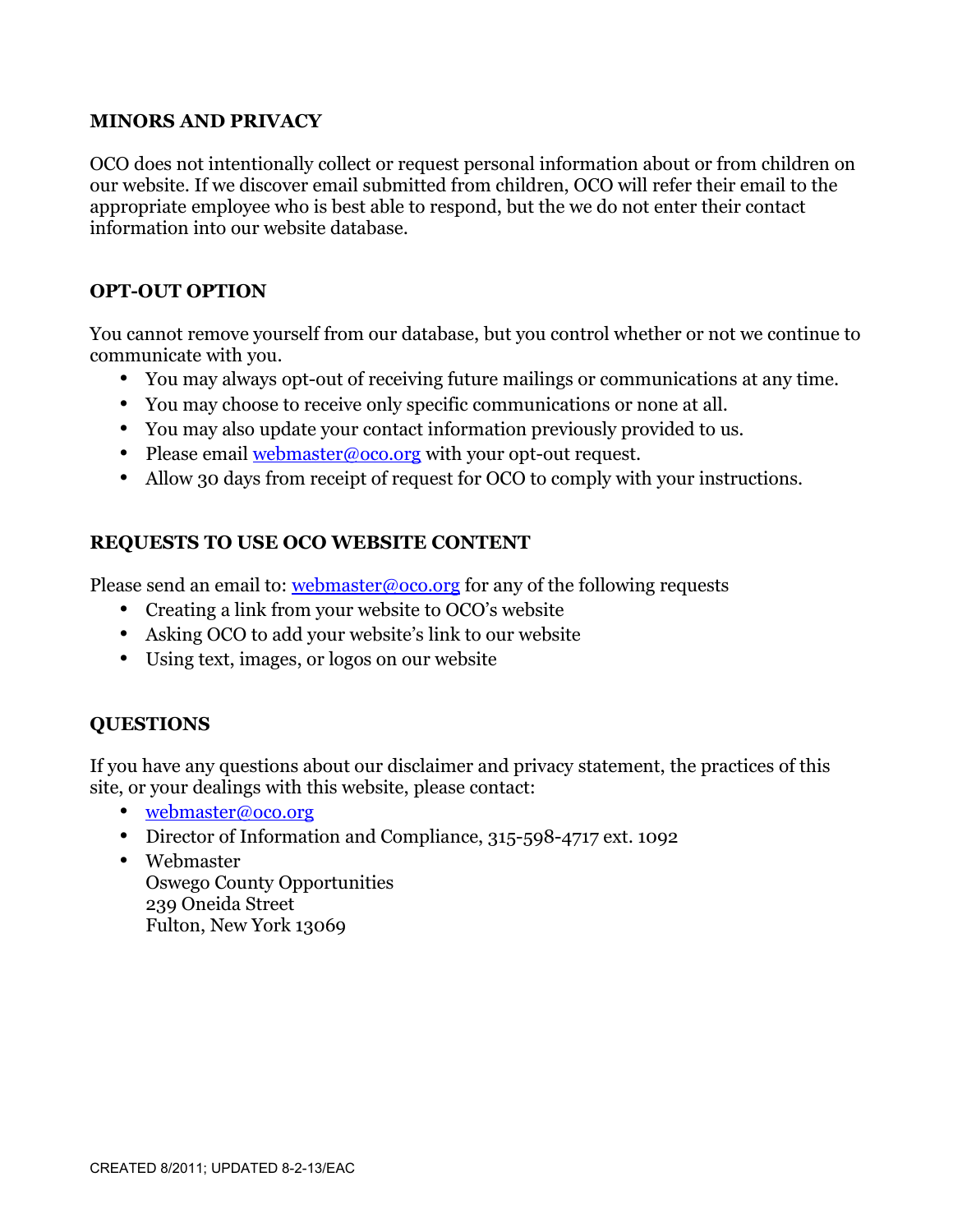## MINORS AND PRIVACY

OCO does not intentionally collect or request personal information about or from children on our website. If we discover email submitted from children, OCO will refer their email to the appropriate employee who is best able to respond, but the we do not enter their contact information into our website database.

## OPT-OUT OPTION

You cannot remove yourself from our database, but you control whether or not we continue to communicate with you.

- You may always opt-out of receiving future mailings or communications at any time.
- You may choose to receive only specific communications or none at all.
- You may also update your contact information previously provided to us.
- Please email webmaster@oco.org with your opt-out request.
- Allow 30 days from receipt of request for OCO to comply with your instructions.

## REQUESTS TO USE OCO WEBSITE CONTENT

Please send an email to: webmaster@oco.org for any of the following requests

- Creating a link from your website to OCO's website
- Asking OCO to add your website's link to our website
- Using text, images, or logos on our website

## QUESTIONS

If you have any questions about our disclaimer and privacy statement, the practices of this site, or your dealings with this website, please contact:

- webmaster@oco.org
- Director of Information and Compliance, 315-598-4717 ext. 1092
- Webmaster
  Oswego County Opportunities
  239 Oneida Street
  Fulton, New York 13069

CREATED 8/2011; UPDATED 8-2-13/EAC